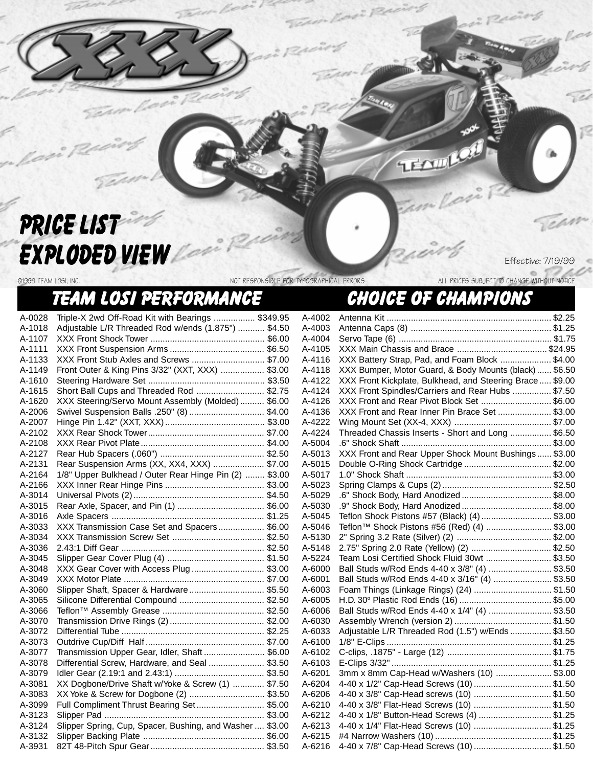# PRICE LIST
# EXPLODED VIEW

Effective: 7/19/99

©1999 TEAM LOSI, INC. NOT RESPONSIBLE FOR TYPOGRAPHICAL ERRORS ALL PRICES SUBJECT TO CHANGE WITHOUT NOTICE

## TEAM LOSI PERFORMANCE CHOICE OF CHAMPIONS

| Part # | Description | Price |
|---|---|---|
| A-0028 | Triple-X 2wd Off-Road Kit with Bearings | $349.95 |
| A-1018 | Adjustable L/R Threaded Rod w/ends (1.875") | $4.50 |
| A-1107 | XXX Front Shock Tower | $6.00 |
| A-1111 | XXX Front Suspension Arms | $6.50 |
| A-1133 | XXX Front Stub Axles and Screws | $7.00 |
| A-1149 | Front Outer & King Pins 3/32" (XXT, XXX) | $3.00 |
| A-1610 | Steering Hardware Set | $3.50 |
| A-1615 | Short Ball Cups and Threaded Rod | $2.75 |
| A-1620 | XXX Steering/Servo Mount Assembly (Molded) | $6.00 |
| A-2006 | Swivel Suspension Balls .250" (8) | $4.00 |
| A-2007 | Hinge Pin 1.42" (XXT, XXX) | $3.00 |
| A-2102 | XXX Rear Shock Tower | $7.00 |
| A-2108 | XXX Rear Pivot Plate | $4.00 |
| A-2127 | Rear Hub Spacers (.060") | $2.50 |
| A-2131 | Rear Suspension Arms (XX, XX4, XXX) | $7.00 |
| A-2164 | 1/8" Upper Bulkhead / Outer Rear Hinge Pin (2) | $3.00 |
| A-2166 | XXX Inner Rear Hinge Pins | $3.00 |
| A-3014 | Universal Pivots (2) | $4.50 |
| A-3015 | Rear Axle, Spacer, and Pin (1) | $6.00 |
| A-3016 | Axle Spacers | $1.25 |
| A-3033 | XXX Transmission Case Set and Spacers | $6.00 |
| A-3034 | XXX Transmission Screw Set | $2.50 |
| A-3036 | 2.43:1 Diff Gear | $2.50 |
| A-3045 | Slipper Gear Cover Plug (4) | $1.50 |
| A-3048 | XXX Gear Cover with Access Plug | $3.00 |
| A-3049 | XXX Motor Plate | $7.00 |
| A-3060 | Slipper Shaft, Spacer & Hardware | $5.50 |
| A-3065 | Silicone Differential Compound | $2.50 |
| A-3066 | Teflon™ Assembly Grease | $2.50 |
| A-3070 | Transmission Drive Rings (2) | $2.00 |
| A-3072 | Differential Tube | $2.25 |
| A-3073 | Outdrive Cup/Diff Half | $7.00 |
| A-3077 | Transmission Upper Gear, Idler, Shaft | $6.00 |
| A-3078 | Differential Screw, Hardware, and Seal | $3.50 |
| A-3079 | Idler Gear (2.19:1 and 2.43:1) | $3.50 |
| A-3081 | XX Dogbone/Drive Shaft w/Yoke & Screw (1) | $7.50 |
| A-3083 | XX Yoke & Screw for Dogbone (2) | $3.50 |
| A-3099 | Full Compliment Thrust Bearing Set | $5.00 |
| A-3123 | Slipper Pad | $3.00 |
| A-3124 | Slipper Spring, Cup, Spacer, Bushing, and Washer | $3.00 |
| A-3132 | Slipper Backing Plate | $6.00 |
| A-3931 | 82T 48-Pitch Spur Gear | $3.50 |
| A-4002 | Antenna Kit | $2.25 |
| A-4003 | Antenna Caps (8) | $1.25 |
| A-4004 | Servo Tape (6) | $1.75 |
| A-4105 | XXX Main Chassis and Brace | $24.95 |
| A-4116 | XXX Battery Strap, Pad, and Foam Block | $4.00 |
| A-4118 | XXX Bumper, Motor Guard, & Body Mounts (black) | $6.50 |
| A-4122 | XXX Front Kickplate, Bulkhead, and Steering Brace | $9.00 |
| A-4124 | XXX Front Spindles/Carriers and Rear Hubs | $7.50 |
| A-4126 | XXX Front and Rear Pivot Block Set | $6.00 |
| A-4136 | XXX Front and Rear Inner Pin Brace Set | $3.00 |
| A-4222 | Wing Mount Set (XX-4, XXX) | $7.00 |
| A-4224 | Threaded Chassis Inserts - Short and Long | $6.50 |
| A-5004 | .6" Shock Shaft | $3.00 |
| A-5013 | XXX Front and Rear Upper Shock Mount Bushings | $3.00 |
| A-5015 | Double O-Ring Shock Cartridge | $2.00 |
| A-5017 | 1.0" Shock Shaft | $3.00 |
| A-5023 | Spring Clamps & Cups (2) | $2.50 |
| A-5029 | .6" Shock Body, Hard Anodized | $8.00 |
| A-5030 | .9" Shock Body, Hard Anodized | $8.00 |
| A-5045 | Teflon Shock Pistons #57 (Black) (4) | $3.00 |
| A-5046 | Teflon™ Shock Pistons #56 (Red) (4) | $3.00 |
| A-5130 | 2" Spring 3.2 Rate (Silver) (2) | $2.00 |
| A-5148 | 2.75" Spring 2.0 Rate (Yellow) (2) | $2.50 |
| A-5224 | Team Losi Certified Shock Fluid 30wt | $3.50 |
| A-6000 | Ball Studs w/Rod Ends 4-40 x 3/8" (4) | $3.50 |
| A-6001 | Ball Studs w/Rod Ends 4-40 x 3/16" (4) | $3.50 |
| A-6003 | Foam Things (Linkage Rings) (24) | $1.50 |
| A-6005 | H.D. 30° Plastic Rod Ends (16) | $5.00 |
| A-6006 | Ball Studs w/Rod Ends 4-40 x 1/4" (4) | $3.50 |
| A-6030 | Assembly Wrench (version 2) | $1.50 |
| A-6033 | Adjustable L/R Threaded Rod (1.5") w/Ends | $3.50 |
| A-6100 | 1/8" E-Clips | $1.25 |
| A-6102 | C-clips, .1875" - Large (12) | $1.75 |
| A-6103 | E-Clips 3/32" | $1.25 |
| A-6201 | 3mm x 8mm Cap-Head w/Washers (10) | $3.00 |
| A-6204 | 4-40 x 1/2" Cap-Head Screws (10) | $1.50 |
| A-6206 | 4-40 x 3/8" Cap-Head screws (10) | $1.50 |
| A-6210 | 4-40 x 3/8" Flat-Head Screws (10) | $1.50 |
| A-6212 | 4-40 x 1/8" Button-Head Screws (4) | $1.25 |
| A-6213 | 4-40 x 1/4" Flat-Head Screws (10) | $1.25 |
| A-6215 | #4 Narrow Washers (10) | $1.25 |
| A-6216 | 4-40 x 7/8" Cap-Head Screws (10) | $1.50 |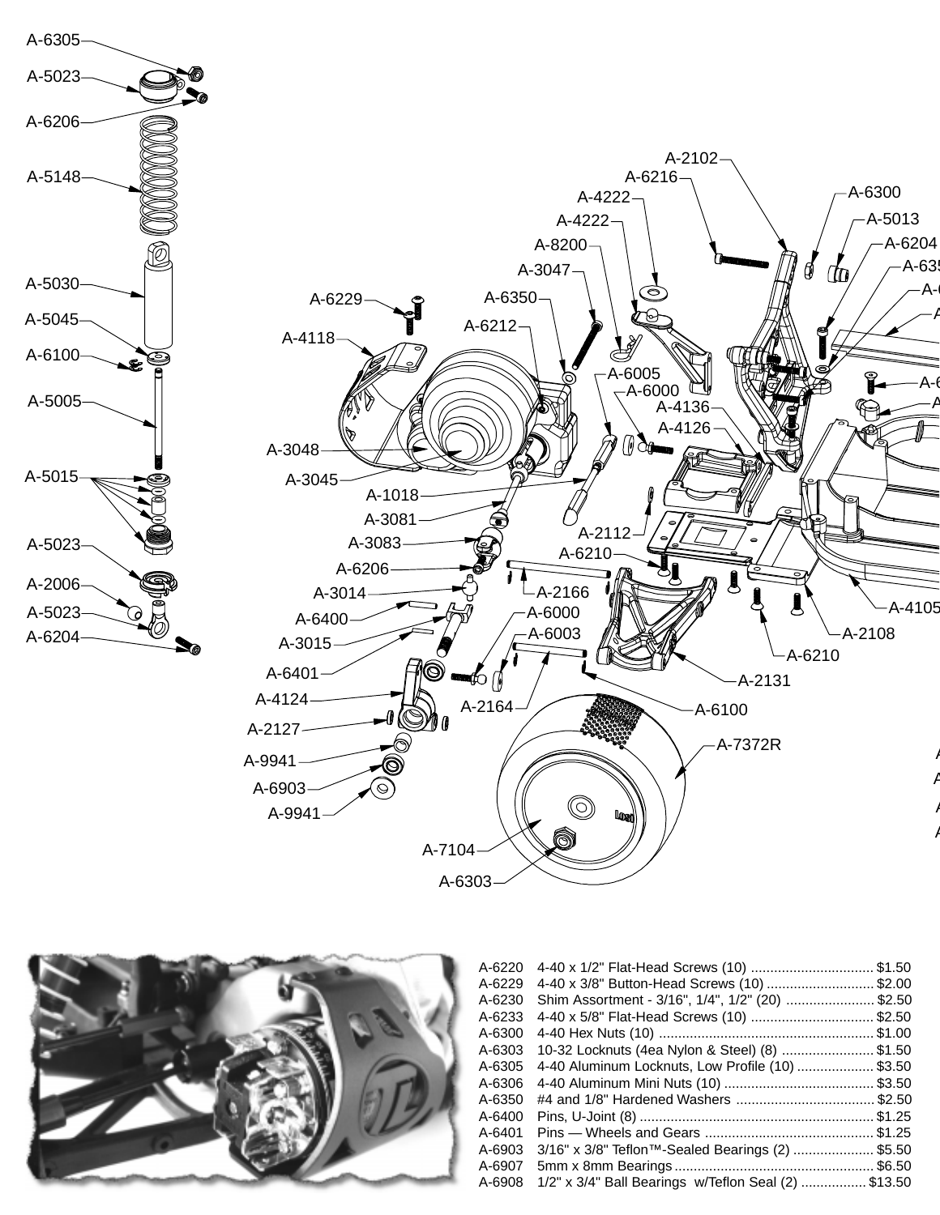| Part | Description | Price |
|---|---|---|
| A-6220 | 4-40 x 1/2" Flat-Head Screws (10) | $1.50 |
| A-6229 | 4-40 x 3/8" Button-Head Screws (10) | $2.00 |
| A-6230 | Shim Assortment - 3/16", 1/4", 1/2" (20) | $2.50 |
| A-6233 | 4-40 x 5/8" Flat-Head Screws (10) | $2.50 |
| A-6300 | 4-40 Hex Nuts (10) | $1.00 |
| A-6303 | 10-32 Locknuts (4ea Nylon & Steel) (8) | $1.50 |
| A-6305 | 4-40 Aluminum Locknuts, Low Profile (10) | $3.50 |
| A-6306 | 4-40 Aluminum Mini Nuts (10) | $3.50 |
| A-6350 | #4 and 1/8" Hardened Washers | $2.50 |
| A-6400 | Pins, U-Joint (8) | $1.25 |
| A-6401 | Pins — Wheels and Gears | $1.25 |
| A-6903 | 3/16" x 3/8" Teflon™-Sealed Bearings (2) | $5.50 |
| A-6907 | 5mm x 8mm Bearings | $6.50 |
| A-6908 | 1/2" x 3/4" Ball Bearings w/Teflon Seal (2) | $13.50 |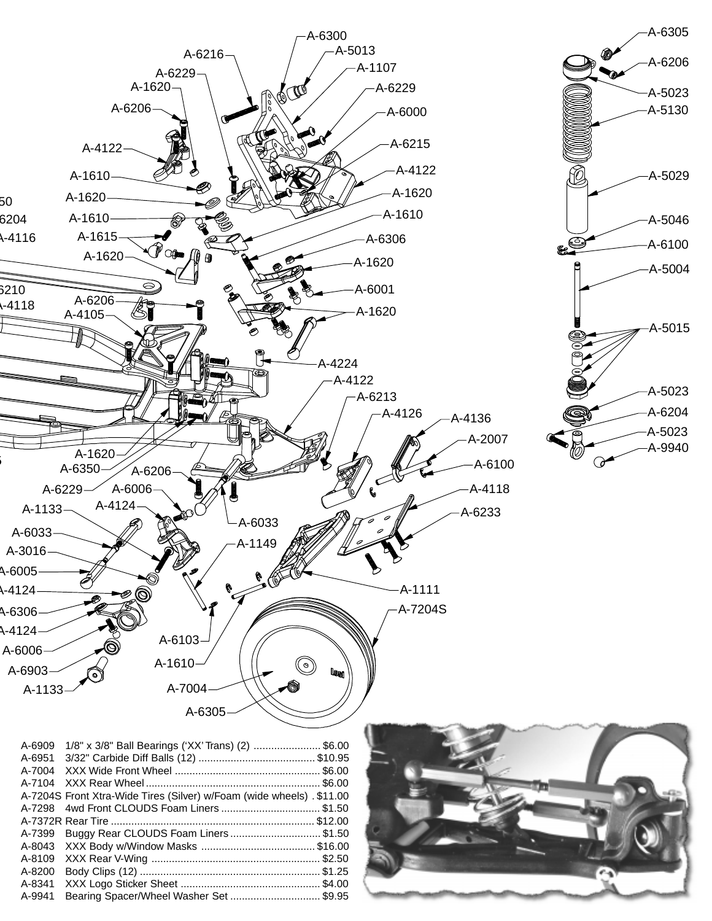| Part # | Description | Price |
|---|---|---|
| A-6909 | 1/8" x 3/8" Ball Bearings ('XX' Trans) (2) | $6.00 |
| A-6951 | 3/32" Carbide Diff Balls (12) | $10.95 |
| A-7004 | XXX Wide Front Wheel | $6.00 |
| A-7104 | XXX Rear Wheel | $6.00 |
| A-7204S | Front Xtra-Wide Tires (Silver) w/Foam (wide wheels) | $11.00 |
| A-7298 | 4wd Front CLOUDS Foam Liners | $1.50 |
| A-7372R | Rear Tire | $12.00 |
| A-7399 | Buggy Rear CLOUDS Foam Liners | $1.50 |
| A-8043 | XXX Body w/Window Masks | $16.00 |
| A-8109 | XXX Rear V-Wing | $2.50 |
| A-8200 | Body Clips (12) | $1.25 |
| A-8341 | XXX Logo Sticker Sheet | $4.00 |
| A-9941 | Bearing Spacer/Wheel Washer Set | $9.95 |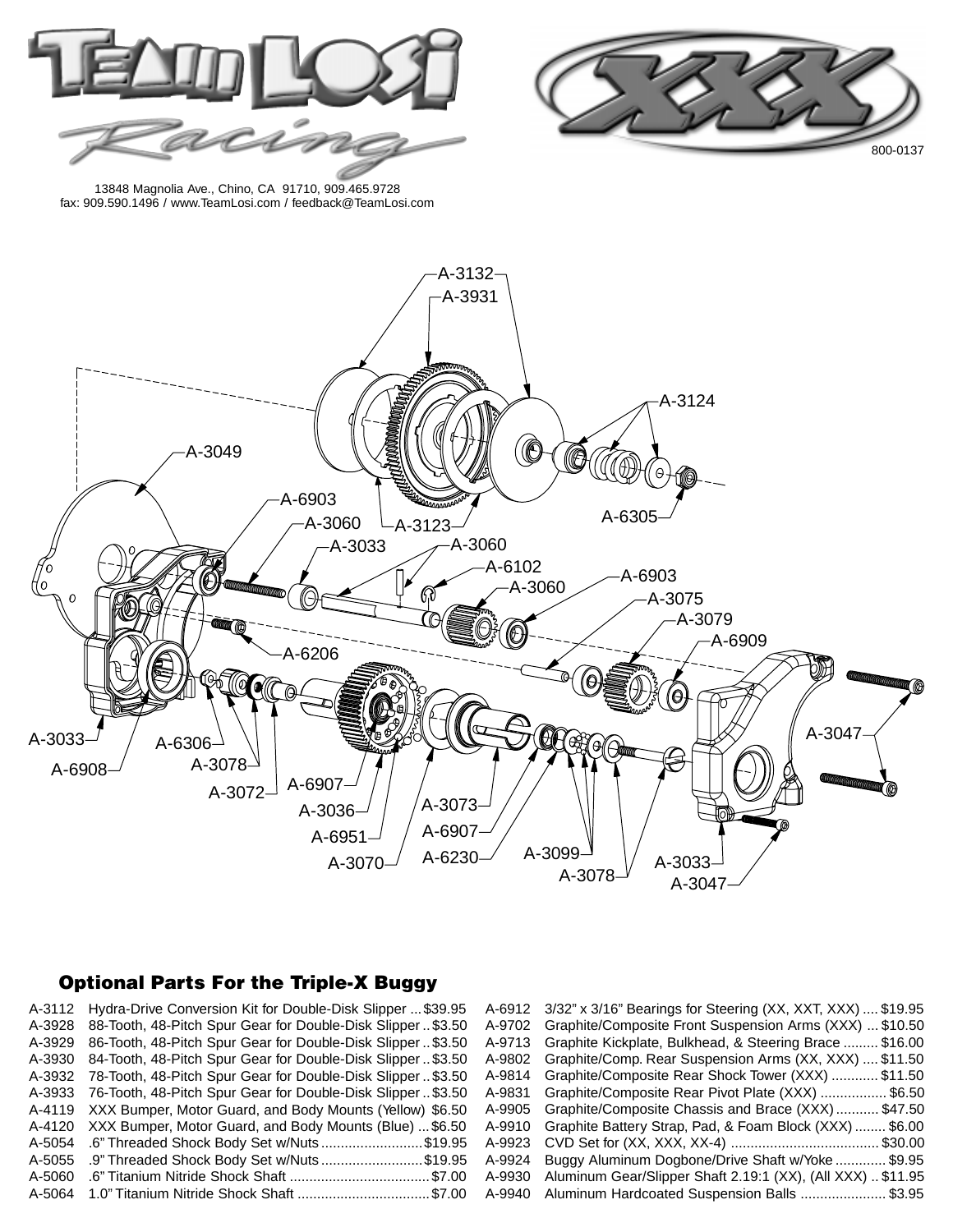Team Losi Racing

XXX

800-0137

13848 Magnolia Ave., Chino, CA 91710, 909.465.9728
fax: 909.590.1496 / www.TeamLosi.com / feedback@TeamLosi.com

A-3132
A-3931
A-3124
A-3049
A-6903
A-6305
A-3060
A-3123
A-3033
A-3060
A-6102
A-6903
A-3060
A-3075
A-3079
A-6909
A-6206
A-3047
A-3033
A-6306
A-6908
A-3078
A-3072
A-6907
A-3036
A-3073
A-6951
A-6907
A-3070
A-6230
A-3099
A-3033
A-3078
A-3047

## Optional Parts For the Triple-X Buggy

| | | |
|---|---|---|
| A-3112 | Hydra-Drive Conversion Kit for Double-Disk Slipper | $39.95 |
| A-3928 | 88-Tooth, 48-Pitch Spur Gear for Double-Disk Slipper | $3.50 |
| A-3929 | 86-Tooth, 48-Pitch Spur Gear for Double-Disk Slipper | $3.50 |
| A-3930 | 84-Tooth, 48-Pitch Spur Gear for Double-Disk Slipper | $3.50 |
| A-3932 | 78-Tooth, 48-Pitch Spur Gear for Double-Disk Slipper | $3.50 |
| A-3933 | 76-Tooth, 48-Pitch Spur Gear for Double-Disk Slipper | $3.50 |
| A-4119 | XXX Bumper, Motor Guard, and Body Mounts (Yellow) | $6.50 |
| A-4120 | XXX Bumper, Motor Guard, and Body Mounts (Blue) | $6.50 |
| A-5054 | .6" Threaded Shock Body Set w/Nuts | $19.95 |
| A-5055 | .9" Threaded Shock Body Set w/Nuts | $19.95 |
| A-5060 | .6" Titanium Nitride Shock Shaft | $7.00 |
| A-5064 | 1.0" Titanium Nitride Shock Shaft | $7.00 |
| A-6912 | 3/32" x 3/16" Bearings for Steering (XX, XXT, XXX) | $19.95 |
| A-9702 | Graphite/Composite Front Suspension Arms (XXX) | $10.50 |
| A-9713 | Graphite Kickplate, Bulkhead, & Steering Brace | $16.00 |
| A-9802 | Graphite/Comp. Rear Suspension Arms (XX, XXX) | $11.50 |
| A-9814 | Graphite/Composite Rear Shock Tower (XXX) | $11.50 |
| A-9831 | Graphite/Composite Rear Pivot Plate (XXX) | $6.50 |
| A-9905 | Graphite/Composite Chassis and Brace (XXX) | $47.50 |
| A-9910 | Graphite Battery Strap, Pad, & Foam Block (XXX) | $6.00 |
| A-9923 | CVD Set for (XX, XXX, XX-4) | $30.00 |
| A-9924 | Buggy Aluminum Dogbone/Drive Shaft w/Yoke | $9.95 |
| A-9930 | Aluminum Gear/Slipper Shaft 2.19:1 (XX), (All XXX) | $11.95 |
| A-9940 | Aluminum Hardcoated Suspension Balls | $3.95 |